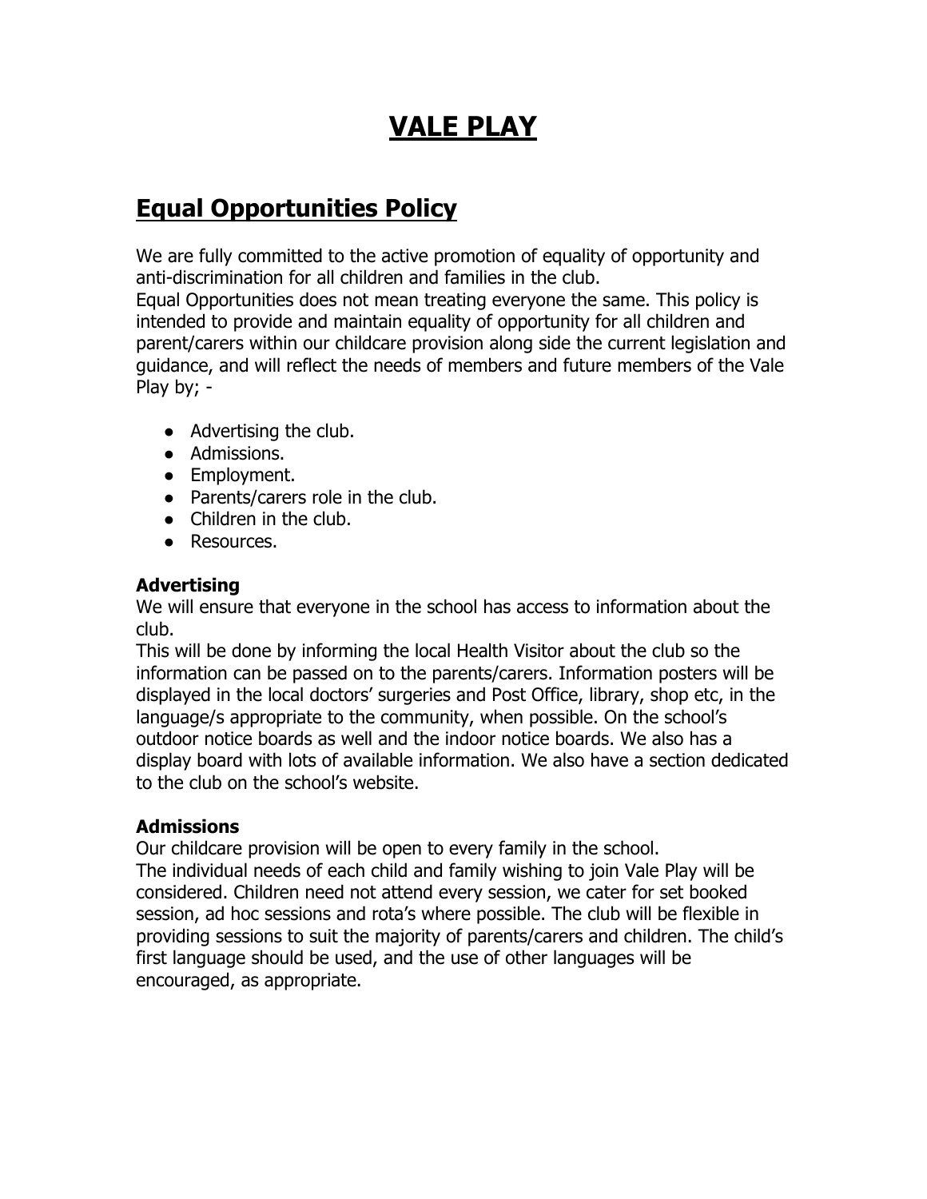# VALE PLAY

## Equal Opportunities Policy

We are fully committed to the active promotion of equality of opportunity and anti-discrimination for all children and families in the club.
Equal Opportunities does not mean treating everyone the same. This policy is intended to provide and maintain equality of opportunity for all children and parent/carers within our childcare provision along side the current legislation and guidance, and will reflect the needs of members and future members of the Vale Play by; -

- Advertising the club.
- Admissions.
- Employment.
- Parents/carers role in the club.
- Children in the club.
- Resources.

**Advertising**
We will ensure that everyone in the school has access to information about the club.
This will be done by informing the local Health Visitor about the club so the information can be passed on to the parents/carers. Information posters will be displayed in the local doctors' surgeries and Post Office, library, shop etc, in the language/s appropriate to the community, when possible. On the school's outdoor notice boards as well and the indoor notice boards. We also has a display board with lots of available information. We also have a section dedicated to the club on the school's website.

**Admissions**
Our childcare provision will be open to every family in the school.
The individual needs of each child and family wishing to join Vale Play will be considered. Children need not attend every session, we cater for set booked session, ad hoc sessions and rota's where possible. The club will be flexible in providing sessions to suit the majority of parents/carers and children. The child's first language should be used, and the use of other languages will be encouraged, as appropriate.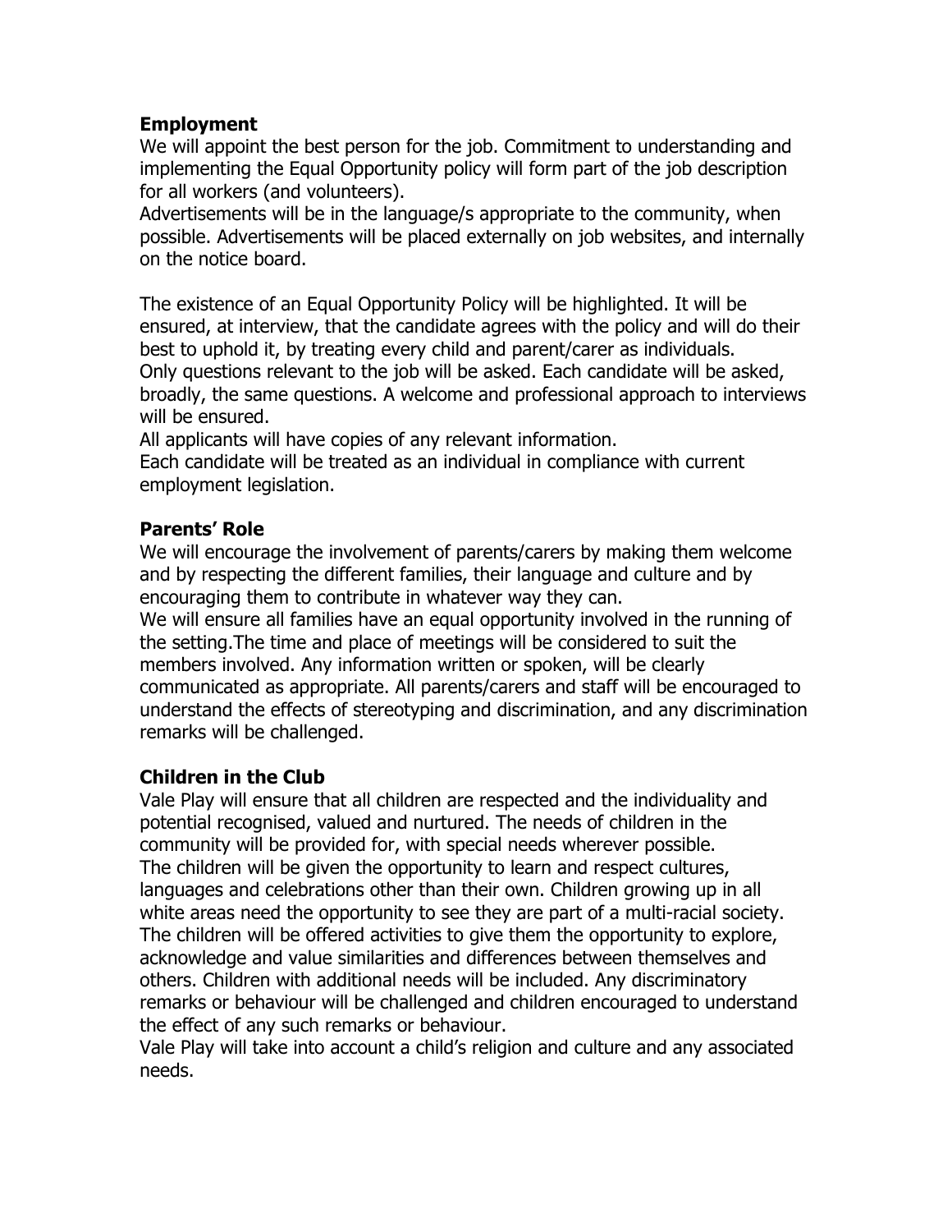**Employment**

We will appoint the best person for the job. Commitment to understanding and implementing the Equal Opportunity policy will form part of the job description for all workers (and volunteers).

Advertisements will be in the language/s appropriate to the community, when possible. Advertisements will be placed externally on job websites, and internally on the notice board.

The existence of an Equal Opportunity Policy will be highlighted. It will be ensured, at interview, that the candidate agrees with the policy and will do their best to uphold it, by treating every child and parent/carer as individuals.

Only questions relevant to the job will be asked. Each candidate will be asked, broadly, the same questions. A welcome and professional approach to interviews will be ensured.

All applicants will have copies of any relevant information.

Each candidate will be treated as an individual in compliance with current employment legislation.

**Parents' Role**

We will encourage the involvement of parents/carers by making them welcome and by respecting the different families, their language and culture and by encouraging them to contribute in whatever way they can.

We will ensure all families have an equal opportunity involved in the running of the setting.The time and place of meetings will be considered to suit the members involved. Any information written or spoken, will be clearly communicated as appropriate. All parents/carers and staff will be encouraged to understand the effects of stereotyping and discrimination, and any discrimination remarks will be challenged.

**Children in the Club**

Vale Play will ensure that all children are respected and the individuality and potential recognised, valued and nurtured. The needs of children in the community will be provided for, with special needs wherever possible.

The children will be given the opportunity to learn and respect cultures, languages and celebrations other than their own. Children growing up in all white areas need the opportunity to see they are part of a multi-racial society. The children will be offered activities to give them the opportunity to explore, acknowledge and value similarities and differences between themselves and others. Children with additional needs will be included. Any discriminatory remarks or behaviour will be challenged and children encouraged to understand the effect of any such remarks or behaviour.

Vale Play will take into account a child's religion and culture and any associated needs.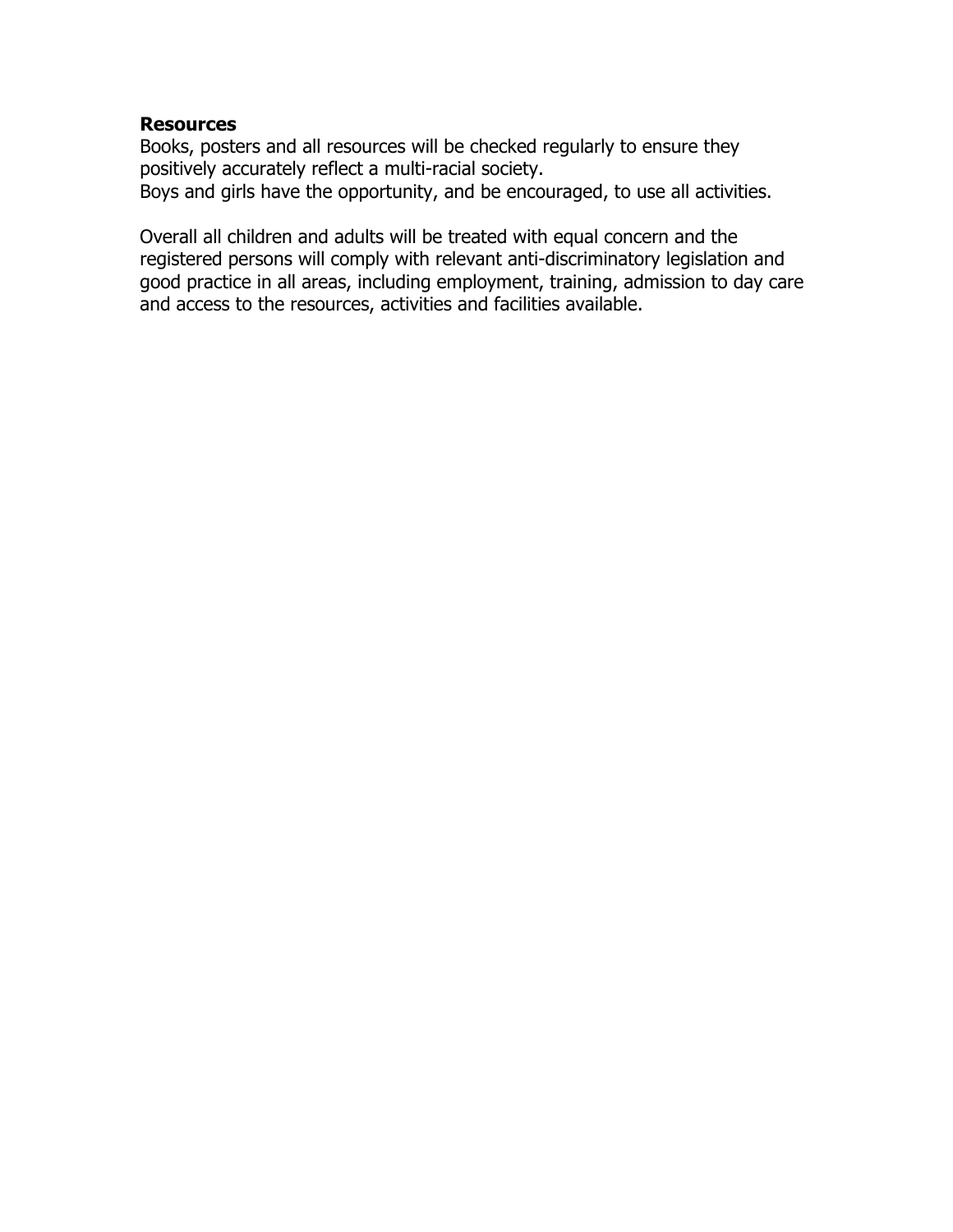**Resources**

Books, posters and all resources will be checked regularly to ensure they positively accurately reflect a multi-racial society.
Boys and girls have the opportunity, and be encouraged, to use all activities.

Overall all children and adults will be treated with equal concern and the registered persons will comply with relevant anti-discriminatory legislation and good practice in all areas, including employment, training, admission to day care and access to the resources, activities and facilities available.